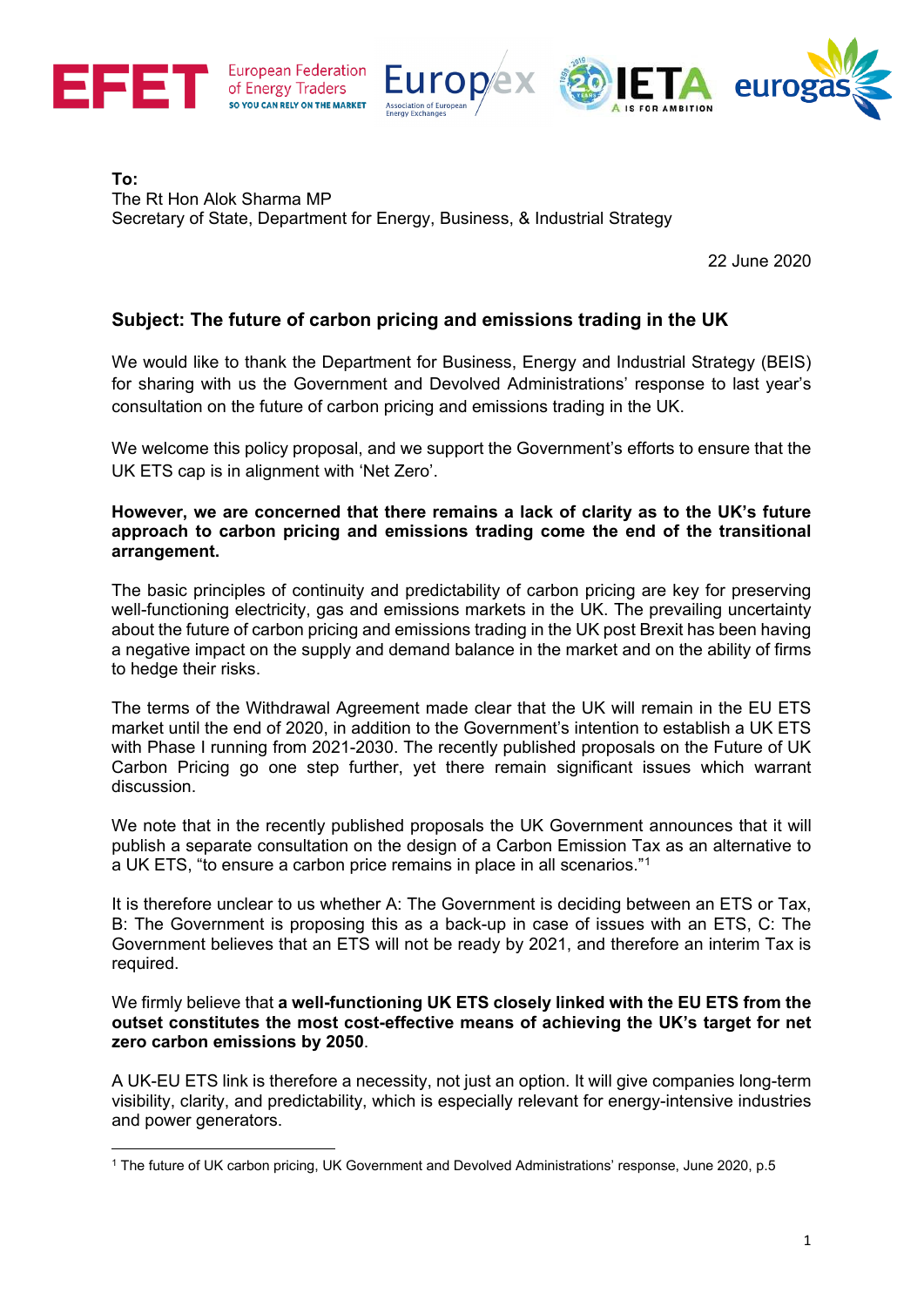**To:**
The Rt Hon Alok Sharma MP
Secretary of State, Department for Energy, Business, & Industrial Strategy

22 June 2020

## Subject: The future of carbon pricing and emissions trading in the UK

We would like to thank the Department for Business, Energy and Industrial Strategy (BEIS) for sharing with us the Government and Devolved Administrations' response to last year's consultation on the future of carbon pricing and emissions trading in the UK.

We welcome this policy proposal, and we support the Government's efforts to ensure that the UK ETS cap is in alignment with 'Net Zero'.

**However, we are concerned that there remains a lack of clarity as to the UK's future approach to carbon pricing and emissions trading come the end of the transitional arrangement.**

The basic principles of continuity and predictability of carbon pricing are key for preserving well-functioning electricity, gas and emissions markets in the UK. The prevailing uncertainty about the future of carbon pricing and emissions trading in the UK post Brexit has been having a negative impact on the supply and demand balance in the market and on the ability of firms to hedge their risks.

The terms of the Withdrawal Agreement made clear that the UK will remain in the EU ETS market until the end of 2020, in addition to the Government's intention to establish a UK ETS with Phase I running from 2021-2030. The recently published proposals on the Future of UK Carbon Pricing go one step further, yet there remain significant issues which warrant discussion.

We note that in the recently published proposals the UK Government announces that it will publish a separate consultation on the design of a Carbon Emission Tax as an alternative to a UK ETS, "to ensure a carbon price remains in place in all scenarios."[1]

It is therefore unclear to us whether A: The Government is deciding between an ETS or Tax, B: The Government is proposing this as a back-up in case of issues with an ETS, C: The Government believes that an ETS will not be ready by 2021, and therefore an interim Tax is required.

We firmly believe that **a well-functioning UK ETS closely linked with the EU ETS from the outset constitutes the most cost-effective means of achieving the UK's target for net zero carbon emissions by 2050**.

A UK-EU ETS link is therefore a necessity, not just an option. It will give companies long-term visibility, clarity, and predictability, which is especially relevant for energy-intensive industries and power generators.

[1] The future of UK carbon pricing, UK Government and Devolved Administrations' response, June 2020, p.5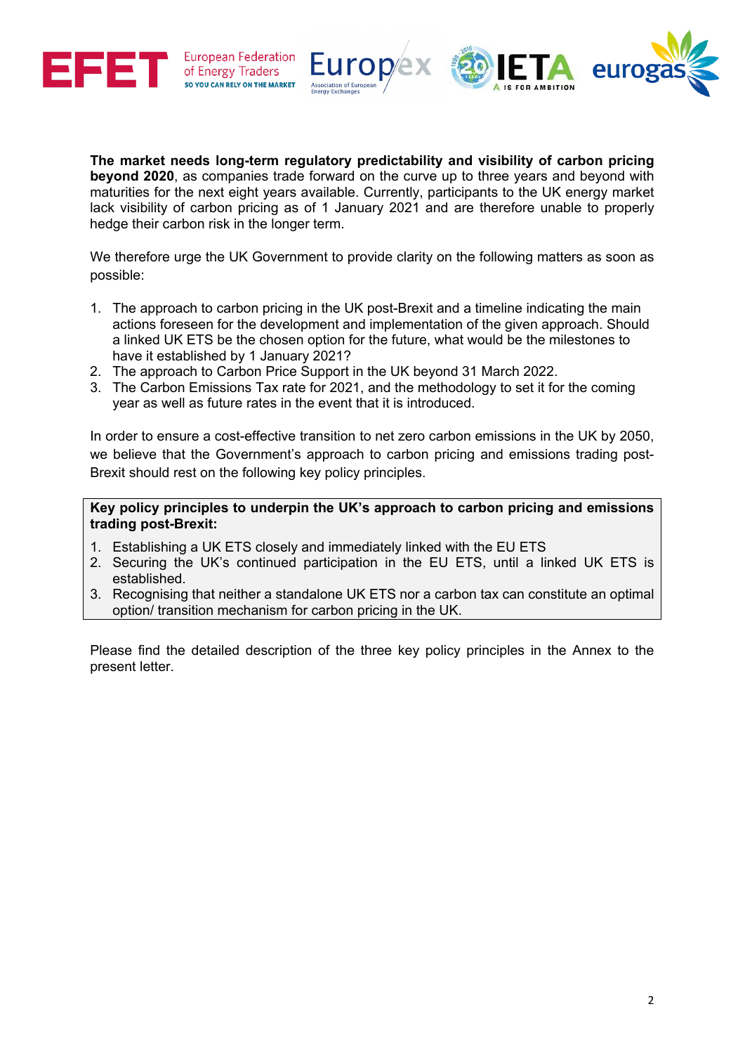**The market needs long-term regulatory predictability and visibility of carbon pricing beyond 2020**, as companies trade forward on the curve up to three years and beyond with maturities for the next eight years available. Currently, participants to the UK energy market lack visibility of carbon pricing as of 1 January 2021 and are therefore unable to properly hedge their carbon risk in the longer term.

We therefore urge the UK Government to provide clarity on the following matters as soon as possible:

1. The approach to carbon pricing in the UK post-Brexit and a timeline indicating the main actions foreseen for the development and implementation of the given approach. Should a linked UK ETS be the chosen option for the future, what would be the milestones to have it established by 1 January 2021?
2. The approach to Carbon Price Support in the UK beyond 31 March 2022.
3. The Carbon Emissions Tax rate for 2021, and the methodology to set it for the coming year as well as future rates in the event that it is introduced.

In order to ensure a cost-effective transition to net zero carbon emissions in the UK by 2050, we believe that the Government's approach to carbon pricing and emissions trading post-Brexit should rest on the following key policy principles.

**Key policy principles to underpin the UK's approach to carbon pricing and emissions trading post-Brexit:**

1. Establishing a UK ETS closely and immediately linked with the EU ETS
2. Securing the UK's continued participation in the EU ETS, until a linked UK ETS is established.
3. Recognising that neither a standalone UK ETS nor a carbon tax can constitute an optimal option/ transition mechanism for carbon pricing in the UK.

Please find the detailed description of the three key policy principles in the Annex to the present letter.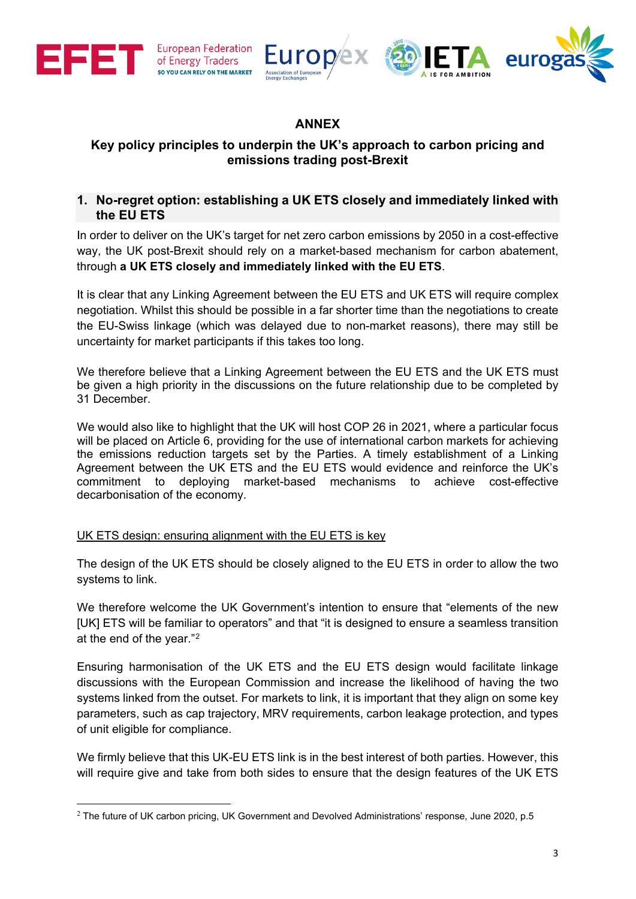## ANNEX

### Key policy principles to underpin the UK's approach to carbon pricing and emissions trading post-Brexit

### 1. No-regret option: establishing a UK ETS closely and immediately linked with the EU ETS

In order to deliver on the UK's target for net zero carbon emissions by 2050 in a cost-effective way, the UK post-Brexit should rely on a market-based mechanism for carbon abatement, through **a UK ETS closely and immediately linked with the EU ETS**.

It is clear that any Linking Agreement between the EU ETS and UK ETS will require complex negotiation. Whilst this should be possible in a far shorter time than the negotiations to create the EU-Swiss linkage (which was delayed due to non-market reasons), there may still be uncertainty for market participants if this takes too long.

We therefore believe that a Linking Agreement between the EU ETS and the UK ETS must be given a high priority in the discussions on the future relationship due to be completed by 31 December.

We would also like to highlight that the UK will host COP 26 in 2021, where a particular focus will be placed on Article 6, providing for the use of international carbon markets for achieving the emissions reduction targets set by the Parties. A timely establishment of a Linking Agreement between the UK ETS and the EU ETS would evidence and reinforce the UK's commitment to deploying market-based mechanisms to achieve cost-effective decarbonisation of the economy.

UK ETS design: ensuring alignment with the EU ETS is key

The design of the UK ETS should be closely aligned to the EU ETS in order to allow the two systems to link.

We therefore welcome the UK Government's intention to ensure that "elements of the new [UK] ETS will be familiar to operators" and that "it is designed to ensure a seamless transition at the end of the year."[2]

Ensuring harmonisation of the UK ETS and the EU ETS design would facilitate linkage discussions with the European Commission and increase the likelihood of having the two systems linked from the outset. For markets to link, it is important that they align on some key parameters, such as cap trajectory, MRV requirements, carbon leakage protection, and types of unit eligible for compliance.

We firmly believe that this UK-EU ETS link is in the best interest of both parties. However, this will require give and take from both sides to ensure that the design features of the UK ETS

[2] The future of UK carbon pricing, UK Government and Devolved Administrations' response, June 2020, p.5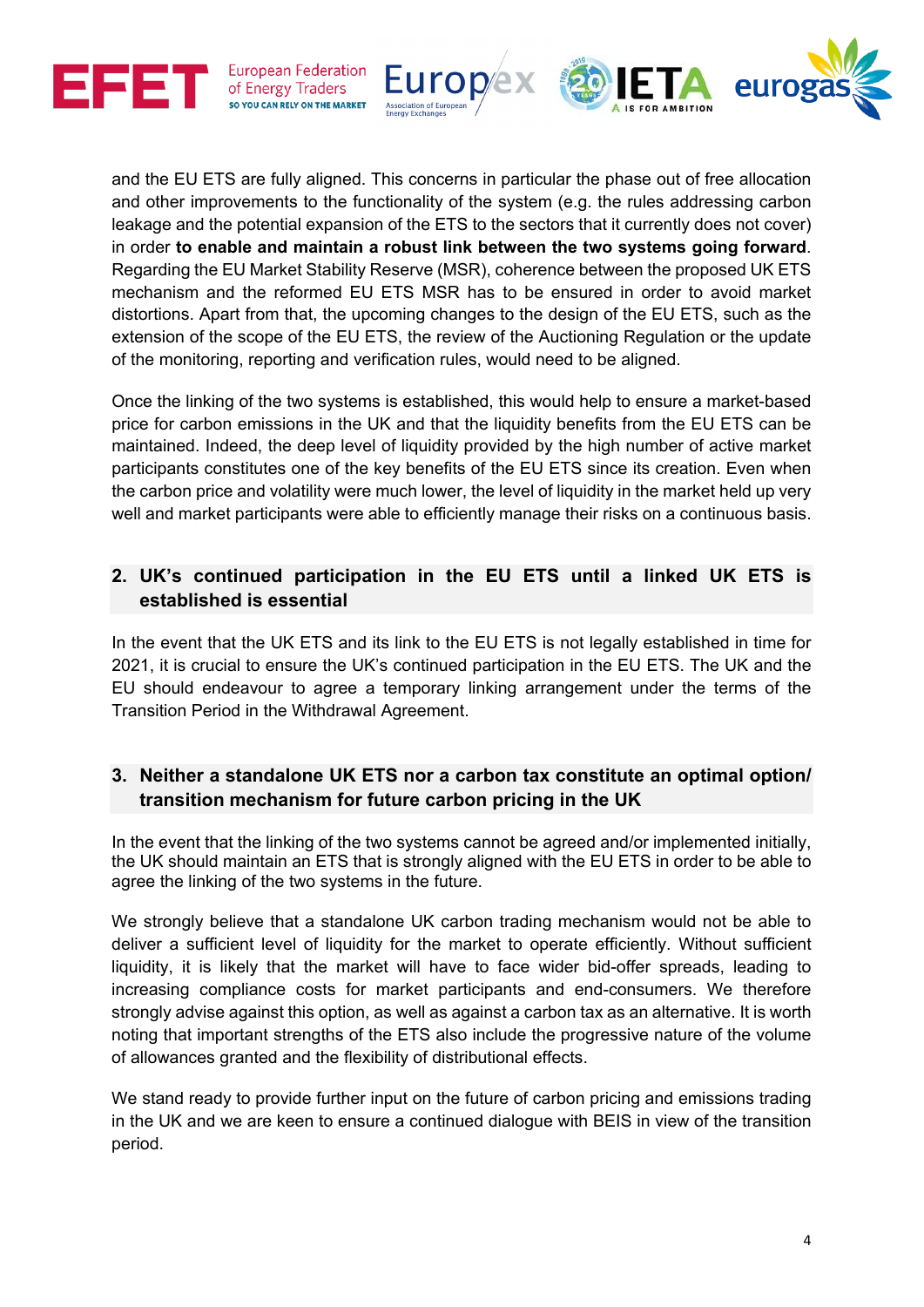and the EU ETS are fully aligned. This concerns in particular the phase out of free allocation and other improvements to the functionality of the system (e.g. the rules addressing carbon leakage and the potential expansion of the ETS to the sectors that it currently does not cover) in order **to enable and maintain a robust link between the two systems going forward**. Regarding the EU Market Stability Reserve (MSR), coherence between the proposed UK ETS mechanism and the reformed EU ETS MSR has to be ensured in order to avoid market distortions. Apart from that, the upcoming changes to the design of the EU ETS, such as the extension of the scope of the EU ETS, the review of the Auctioning Regulation or the update of the monitoring, reporting and verification rules, would need to be aligned.

Once the linking of the two systems is established, this would help to ensure a market-based price for carbon emissions in the UK and that the liquidity benefits from the EU ETS can be maintained. Indeed, the deep level of liquidity provided by the high number of active market participants constitutes one of the key benefits of the EU ETS since its creation. Even when the carbon price and volatility were much lower, the level of liquidity in the market held up very well and market participants were able to efficiently manage their risks on a continuous basis.

## 2. UK's continued participation in the EU ETS until a linked UK ETS is established is essential

In the event that the UK ETS and its link to the EU ETS is not legally established in time for 2021, it is crucial to ensure the UK's continued participation in the EU ETS. The UK and the EU should endeavour to agree a temporary linking arrangement under the terms of the Transition Period in the Withdrawal Agreement.

## 3. Neither a standalone UK ETS nor a carbon tax constitute an optimal option/ transition mechanism for future carbon pricing in the UK

In the event that the linking of the two systems cannot be agreed and/or implemented initially, the UK should maintain an ETS that is strongly aligned with the EU ETS in order to be able to agree the linking of the two systems in the future.

We strongly believe that a standalone UK carbon trading mechanism would not be able to deliver a sufficient level of liquidity for the market to operate efficiently. Without sufficient liquidity, it is likely that the market will have to face wider bid-offer spreads, leading to increasing compliance costs for market participants and end-consumers. We therefore strongly advise against this option, as well as against a carbon tax as an alternative. It is worth noting that important strengths of the ETS also include the progressive nature of the volume of allowances granted and the flexibility of distributional effects.

We stand ready to provide further input on the future of carbon pricing and emissions trading in the UK and we are keen to ensure a continued dialogue with BEIS in view of the transition period.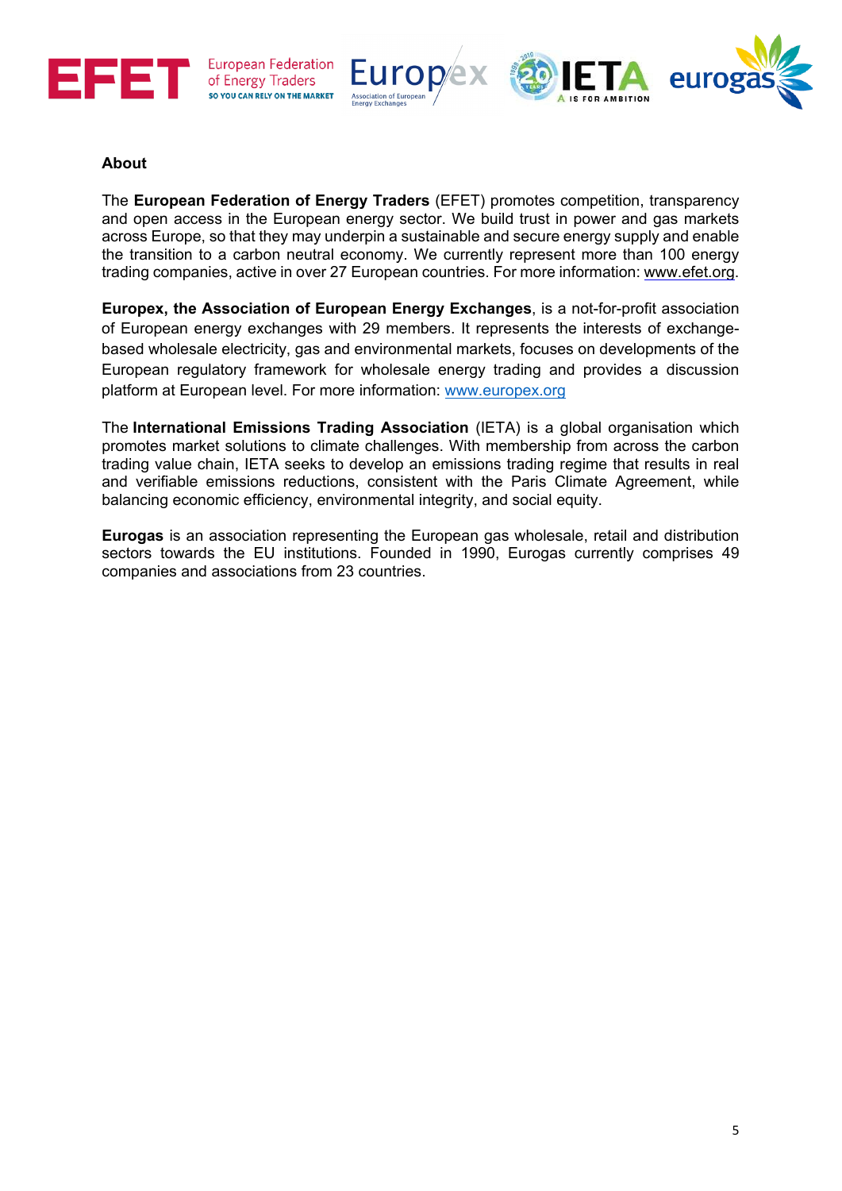## About

The **European Federation of Energy Traders** (EFET) promotes competition, transparency and open access in the European energy sector. We build trust in power and gas markets across Europe, so that they may underpin a sustainable and secure energy supply and enable the transition to a carbon neutral economy. We currently represent more than 100 energy trading companies, active in over 27 European countries. For more information: www.efet.org.

**Europex, the Association of European Energy Exchanges**, is a not-for-profit association of European energy exchanges with 29 members. It represents the interests of exchange-based wholesale electricity, gas and environmental markets, focuses on developments of the European regulatory framework for wholesale energy trading and provides a discussion platform at European level. For more information: www.europex.org

The **International Emissions Trading Association** (IETA) is a global organisation which promotes market solutions to climate challenges. With membership from across the carbon trading value chain, IETA seeks to develop an emissions trading regime that results in real and verifiable emissions reductions, consistent with the Paris Climate Agreement, while balancing economic efficiency, environmental integrity, and social equity.

**Eurogas** is an association representing the European gas wholesale, retail and distribution sectors towards the EU institutions. Founded in 1990, Eurogas currently comprises 49 companies and associations from 23 countries.